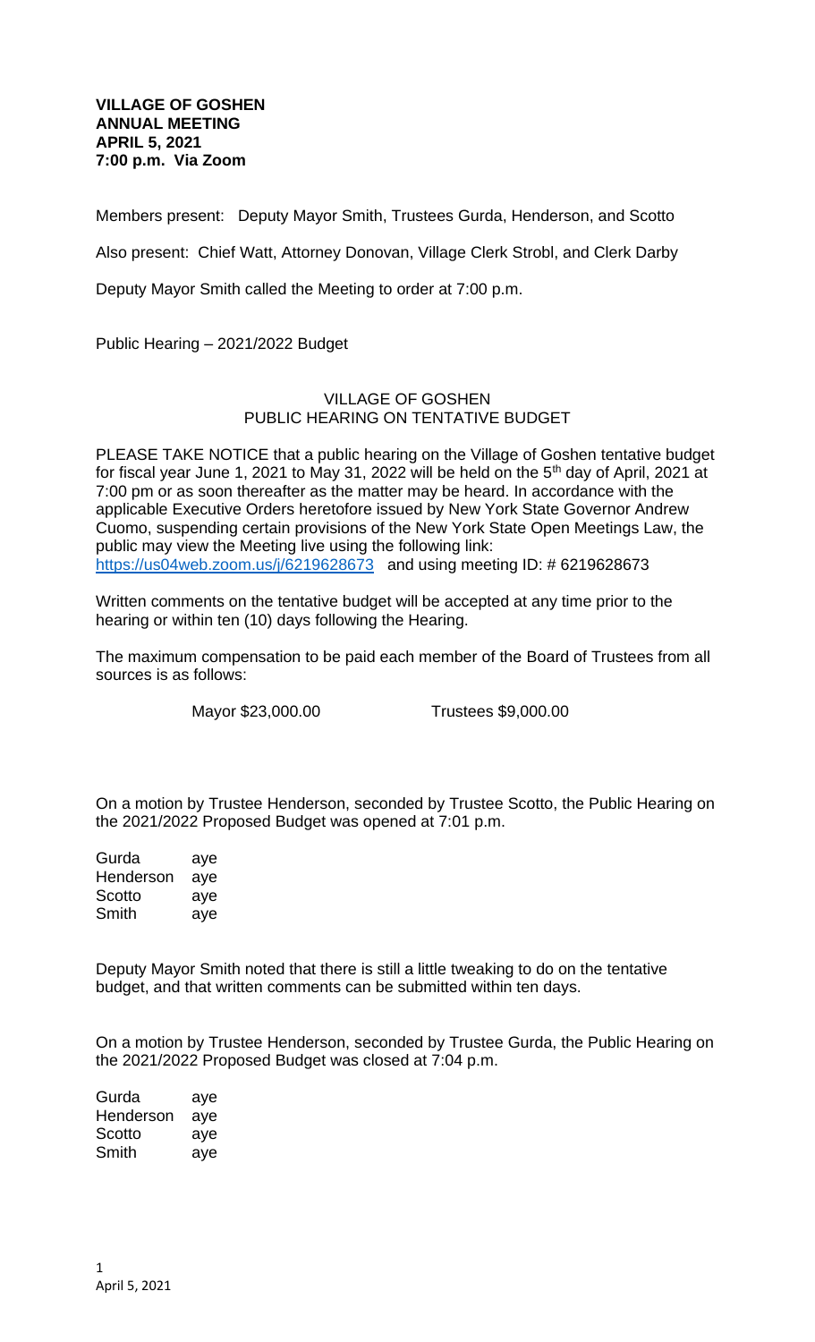**VILLAGE OF GOSHEN**
**ANNUAL MEETING**
**APRIL 5, 2021**
**7:00 p.m. Via Zoom**

Members present: Deputy Mayor Smith, Trustees Gurda, Henderson, and Scotto

Also present: Chief Watt, Attorney Donovan, Village Clerk Strobl, and Clerk Darby

Deputy Mayor Smith called the Meeting to order at 7:00 p.m.

Public Hearing – 2021/2022 Budget

VILLAGE OF GOSHEN
PUBLIC HEARING ON TENTATIVE BUDGET

PLEASE TAKE NOTICE that a public hearing on the Village of Goshen tentative budget for fiscal year June 1, 2021 to May 31, 2022 will be held on the 5th day of April, 2021 at 7:00 pm or as soon thereafter as the matter may be heard. In accordance with the applicable Executive Orders heretofore issued by New York State Governor Andrew Cuomo, suspending certain provisions of the New York State Open Meetings Law, the public may view the Meeting live using the following link: https://us04web.zoom.us/j/6219628673 and using meeting ID: # 6219628673

Written comments on the tentative budget will be accepted at any time prior to the hearing or within ten (10) days following the Hearing.

The maximum compensation to be paid each member of the Board of Trustees from all sources is as follows:

Mayor $23,000.00 Trustees $9,000.00

On a motion by Trustee Henderson, seconded by Trustee Scotto, the Public Hearing on the 2021/2022 Proposed Budget was opened at 7:01 p.m.

| | |
|---|---|
| Gurda | aye |
| Henderson | aye |
| Scotto | aye |
| Smith | aye |

Deputy Mayor Smith noted that there is still a little tweaking to do on the tentative budget, and that written comments can be submitted within ten days.

On a motion by Trustee Henderson, seconded by Trustee Gurda, the Public Hearing on the 2021/2022 Proposed Budget was closed at 7:04 p.m.

| | |
|---|---|
| Gurda | aye |
| Henderson | aye |
| Scotto | aye |
| Smith | aye |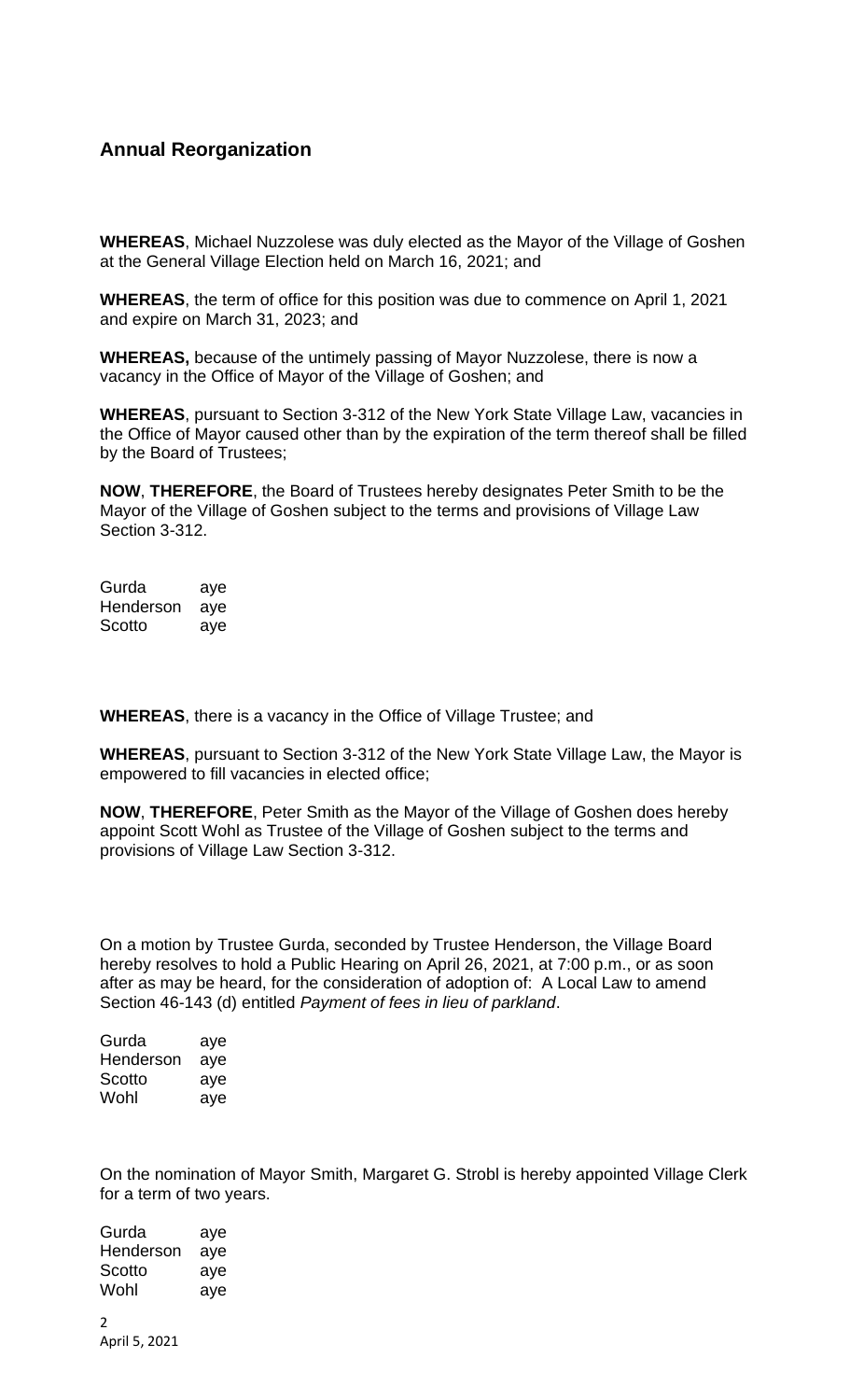## Annual Reorganization

**WHEREAS**, Michael Nuzzolese was duly elected as the Mayor of the Village of Goshen at the General Village Election held on March 16, 2021; and

**WHEREAS**, the term of office for this position was due to commence on April 1, 2021 and expire on March 31, 2023; and

**WHEREAS,** because of the untimely passing of Mayor Nuzzolese, there is now a vacancy in the Office of Mayor of the Village of Goshen; and

**WHEREAS**, pursuant to Section 3-312 of the New York State Village Law, vacancies in the Office of Mayor caused other than by the expiration of the term thereof shall be filled by the Board of Trustees;

**NOW**, **THEREFORE**, the Board of Trustees hereby designates Peter Smith to be the Mayor of the Village of Goshen subject to the terms and provisions of Village Law Section 3-312.

Gurda aye
Henderson aye
Scotto aye

**WHEREAS**, there is a vacancy in the Office of Village Trustee; and

**WHEREAS**, pursuant to Section 3-312 of the New York State Village Law, the Mayor is empowered to fill vacancies in elected office;

**NOW**, **THEREFORE**, Peter Smith as the Mayor of the Village of Goshen does hereby appoint Scott Wohl as Trustee of the Village of Goshen subject to the terms and provisions of Village Law Section 3-312.

On a motion by Trustee Gurda, seconded by Trustee Henderson, the Village Board hereby resolves to hold a Public Hearing on April 26, 2021, at 7:00 p.m., or as soon after as may be heard, for the consideration of adoption of: A Local Law to amend Section 46-143 (d) entitled *Payment of fees in lieu of parkland*.

Gurda aye
Henderson aye
Scotto aye
Wohl aye

On the nomination of Mayor Smith, Margaret G. Strobl is hereby appointed Village Clerk for a term of two years.

Gurda aye
Henderson aye
Scotto aye
Wohl aye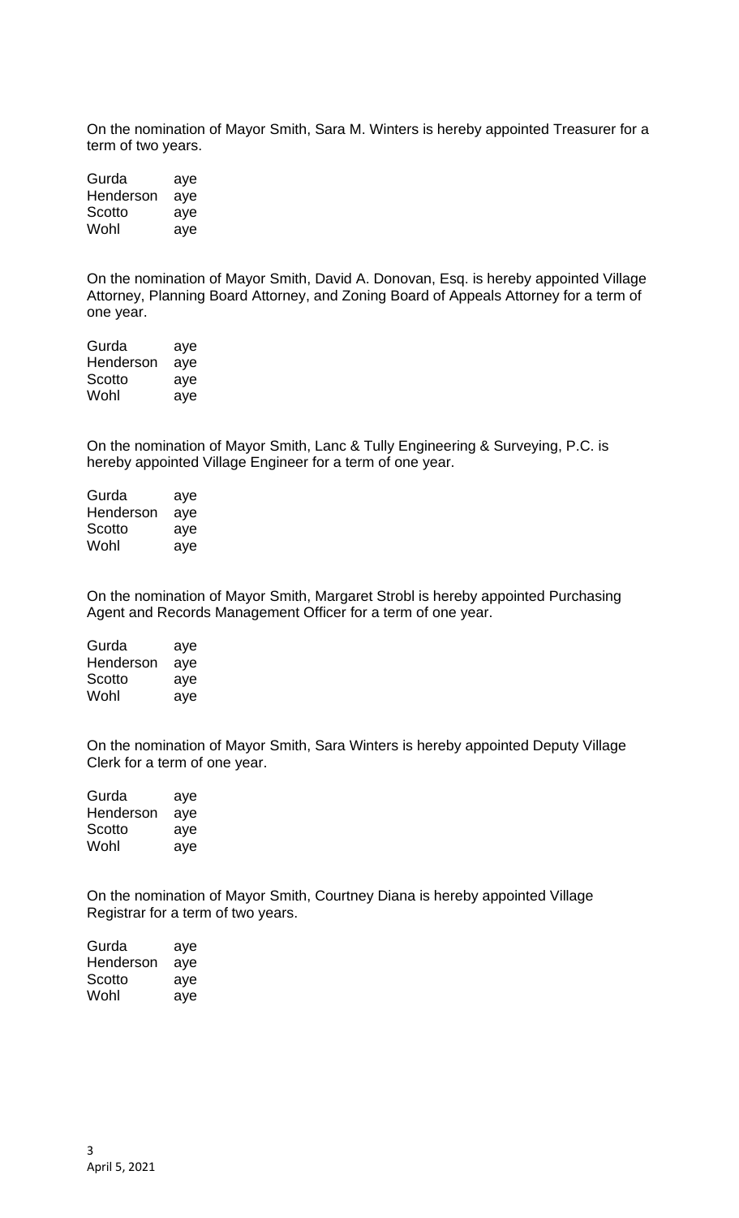On the nomination of Mayor Smith, Sara M. Winters is hereby appointed Treasurer for a term of two years.

| | |
|---|---|
| Gurda | aye |
| Henderson | aye |
| Scotto | aye |
| Wohl | aye |

On the nomination of Mayor Smith, David A. Donovan, Esq. is hereby appointed Village Attorney, Planning Board Attorney, and Zoning Board of Appeals Attorney for a term of one year.

| | |
|---|---|
| Gurda | aye |
| Henderson | aye |
| Scotto | aye |
| Wohl | aye |

On the nomination of Mayor Smith, Lanc & Tully Engineering & Surveying, P.C. is hereby appointed Village Engineer for a term of one year.

| | |
|---|---|
| Gurda | aye |
| Henderson | aye |
| Scotto | aye |
| Wohl | aye |

On the nomination of Mayor Smith, Margaret Strobl is hereby appointed Purchasing Agent and Records Management Officer for a term of one year.

| | |
|---|---|
| Gurda | aye |
| Henderson | aye |
| Scotto | aye |
| Wohl | aye |

On the nomination of Mayor Smith, Sara Winters is hereby appointed Deputy Village Clerk for a term of one year.

| | |
|---|---|
| Gurda | aye |
| Henderson | aye |
| Scotto | aye |
| Wohl | aye |

On the nomination of Mayor Smith, Courtney Diana is hereby appointed Village Registrar for a term of two years.

| | |
|---|---|
| Gurda | aye |
| Henderson | aye |
| Scotto | aye |
| Wohl | aye |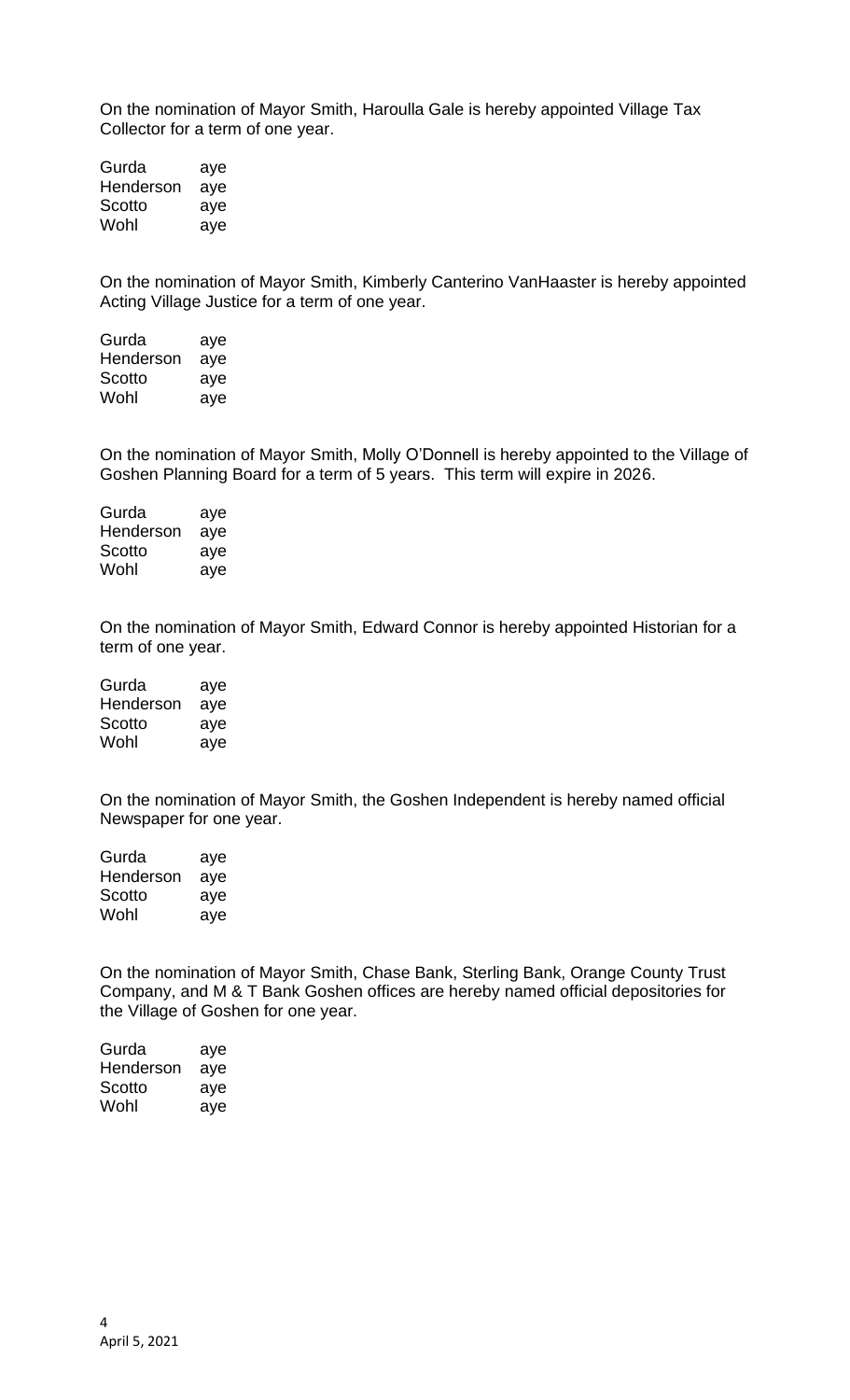On the nomination of Mayor Smith, Haroulla Gale is hereby appointed Village Tax Collector for a term of one year.

| | |
|---|---|
| Gurda | aye |
| Henderson | aye |
| Scotto | aye |
| Wohl | aye |

On the nomination of Mayor Smith, Kimberly Canterino VanHaaster is hereby appointed Acting Village Justice for a term of one year.

| | |
|---|---|
| Gurda | aye |
| Henderson | aye |
| Scotto | aye |
| Wohl | aye |

On the nomination of Mayor Smith, Molly O'Donnell is hereby appointed to the Village of Goshen Planning Board for a term of 5 years. This term will expire in 2026.

| | |
|---|---|
| Gurda | aye |
| Henderson | aye |
| Scotto | aye |
| Wohl | aye |

On the nomination of Mayor Smith, Edward Connor is hereby appointed Historian for a term of one year.

| | |
|---|---|
| Gurda | aye |
| Henderson | aye |
| Scotto | aye |
| Wohl | aye |

On the nomination of Mayor Smith, the Goshen Independent is hereby named official Newspaper for one year.

| | |
|---|---|
| Gurda | aye |
| Henderson | aye |
| Scotto | aye |
| Wohl | aye |

On the nomination of Mayor Smith, Chase Bank, Sterling Bank, Orange County Trust Company, and M & T Bank Goshen offices are hereby named official depositories for the Village of Goshen for one year.

| | |
|---|---|
| Gurda | aye |
| Henderson | aye |
| Scotto | aye |
| Wohl | aye |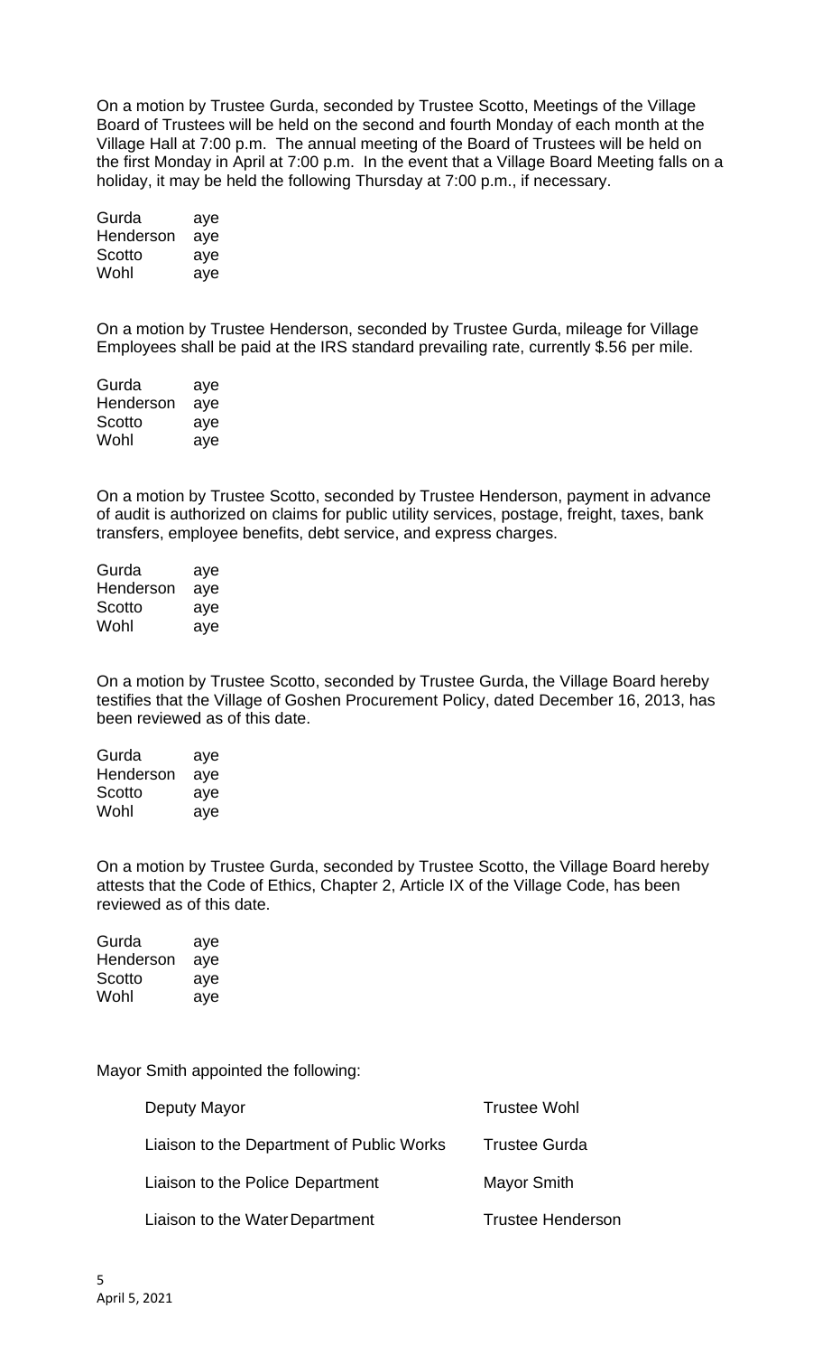On a motion by Trustee Gurda, seconded by Trustee Scotto, Meetings of the Village Board of Trustees will be held on the second and fourth Monday of each month at the Village Hall at 7:00 p.m. The annual meeting of the Board of Trustees will be held on the first Monday in April at 7:00 p.m. In the event that a Village Board Meeting falls on a holiday, it may be held the following Thursday at 7:00 p.m., if necessary.

| | |
|---|---|
| Gurda | aye |
| Henderson | aye |
| Scotto | aye |
| Wohl | aye |

On a motion by Trustee Henderson, seconded by Trustee Gurda, mileage for Village Employees shall be paid at the IRS standard prevailing rate, currently $.56 per mile.

| | |
|---|---|
| Gurda | aye |
| Henderson | aye |
| Scotto | aye |
| Wohl | aye |

On a motion by Trustee Scotto, seconded by Trustee Henderson, payment in advance of audit is authorized on claims for public utility services, postage, freight, taxes, bank transfers, employee benefits, debt service, and express charges.

| | |
|---|---|
| Gurda | aye |
| Henderson | aye |
| Scotto | aye |
| Wohl | aye |

On a motion by Trustee Scotto, seconded by Trustee Gurda, the Village Board hereby testifies that the Village of Goshen Procurement Policy, dated December 16, 2013, has been reviewed as of this date.

| | |
|---|---|
| Gurda | aye |
| Henderson | aye |
| Scotto | aye |
| Wohl | aye |

On a motion by Trustee Gurda, seconded by Trustee Scotto, the Village Board hereby attests that the Code of Ethics, Chapter 2, Article IX of the Village Code, has been reviewed as of this date.

| | |
|---|---|
| Gurda | aye |
| Henderson | aye |
| Scotto | aye |
| Wohl | aye |

Mayor Smith appointed the following:

| | |
|---|---|
| Deputy Mayor | Trustee Wohl |
| Liaison to the Department of Public Works | Trustee Gurda |
| Liaison to the Police Department | Mayor Smith |
| Liaison to the Water Department | Trustee Henderson |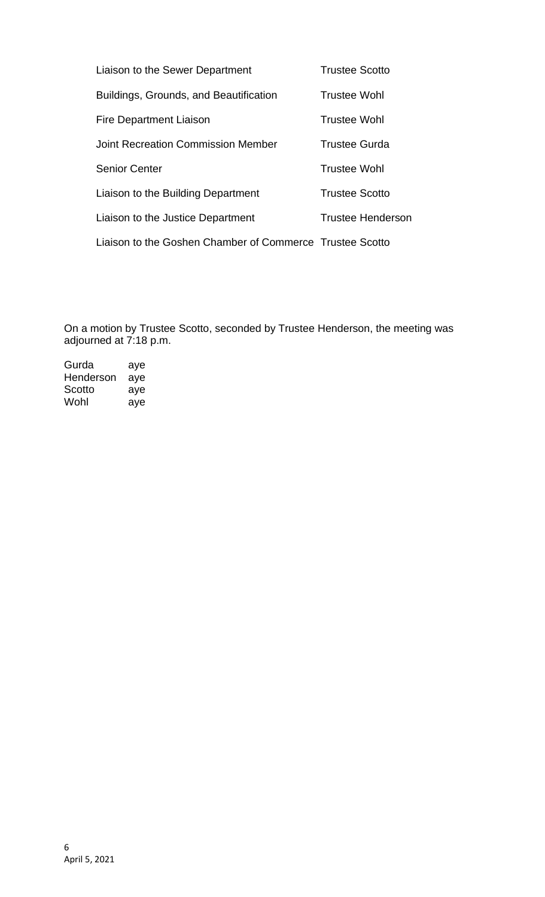| | |
|---|---|
| Liaison to the Sewer Department | Trustee Scotto |
| Buildings, Grounds, and Beautification | Trustee Wohl |
| Fire Department Liaison | Trustee Wohl |
| Joint Recreation Commission Member | Trustee Gurda |
| Senior Center | Trustee Wohl |
| Liaison to the Building Department | Trustee Scotto |
| Liaison to the Justice Department | Trustee Henderson |
| Liaison to the Goshen Chamber of Commerce | Trustee Scotto |

On a motion by Trustee Scotto, seconded by Trustee Henderson, the meeting was adjourned at 7:18 p.m.

| | |
|---|---|
| Gurda | aye |
| Henderson | aye |
| Scotto | aye |
| Wohl | aye |